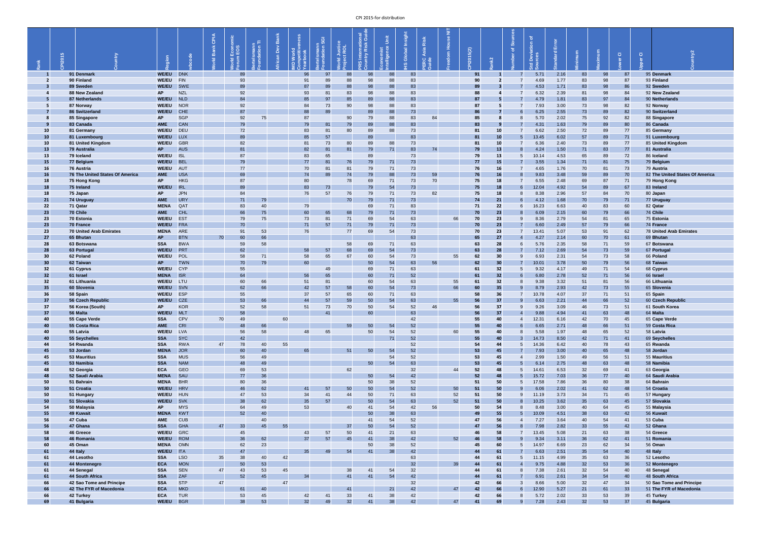CPI 2015-for distribution

| Rank | CPI2015 | Country | Region | wbcode | World Bank CPIA | World Economic Forum EOS | Bertelsmann Foundation TI | African Dev Bank | IMD World Competitiveness Yearbook | Bertelsmann Foundation SGI | World Justice Project ROL | PRS International Country Risk Guide | Economist Intelligence Unit | IHS Global Insight | PERC Asia Risk Guide | Freedom House NIT | CPI2015(2) | Rank2 | Number of Sources | Std Deviation of Sources | Standard Error | Minimum | Maximum | Lower CI | Upper CI | Country2 |
|---|---|---|---|---|---|---|---|---|---|---|---|---|---|---|---|---|---|---|---|---|---|---|---|---|---|---|
| 1 | 91 | Denmark | WE/EU | DNK | | 89 | | | 96 | 97 | 88 | 98 | 88 | 83 | | | 91 | 1 | 7 | 5.71 | 2.16 | 83 | 98 | 87 | 95 | Denmark |
| 2 | 90 | Finland | WE/EU | FIN | | 93 | | | 91 | 89 | 88 | 98 | 88 | 83 | | | 90 | 2 | 7 | 4.69 | 1.77 | 83 | 98 | 87 | 93 | Finland |
| 3 | 89 | Sweden | WE/EU | SWE | | 89 | | | 87 | 89 | 88 | 98 | 88 | 83 | | | 89 | 3 | 7 | 4.53 | 1.71 | 83 | 98 | 86 | 92 | Sweden |
| 4 | 88 | New Zealand | AP | NZL | | 92 | | | 93 | 81 | 83 | 98 | 88 | 83 | | | 88 | 4 | 7 | 6.32 | 2.39 | 81 | 98 | 84 | 92 | New Zealand |
| 5 | 87 | Netherlands | WE/EU | NLD | | 84 | | | 85 | 97 | 85 | 89 | 88 | 83 | | | 87 | 5 | 7 | 4.79 | 1.81 | 83 | 97 | 84 | 90 | Netherlands |
| 5 | 87 | Norway | WE/EU | NOR | | 92 | | | 84 | 73 | 90 | 98 | 88 | 83 | | | 87 | 5 | 7 | 7.93 | 3.00 | 73 | 98 | 82 | 92 | Norway |
| 7 | 86 | Switzerland | WE/EU | CHE | | 87 | | | 88 | 89 | | 89 | 88 | 73 | | | 86 | 7 | 6 | 6.25 | 2.55 | 73 | 89 | 82 | 90 | Switzerland |
| 8 | 85 | Singapore | AP | SGP | | 92 | 75 | | 87 | | 90 | 79 | 88 | 83 | 84 | | 85 | 8 | 8 | 5.70 | 2.02 | 75 | 92 | 82 | 88 | Singapore |
| 9 | 83 | Canada | AME | CAN | | 79 | | | 79 | 81 | 79 | 89 | 88 | 83 | | | 83 | 9 | 7 | 4.31 | 1.63 | 79 | 89 | 80 | 86 | Canada |
| 10 | 81 | Germany | WE/EU | DEU | | 72 | | | 83 | 81 | 80 | 89 | 88 | 73 | | | 81 | 10 | 7 | 6.62 | 2.50 | 72 | 89 | 77 | 85 | Germany |
| 10 | 81 | Luxembourg | WE/EU | LUX | | 89 | | | 85 | 57 | | 89 | | 83 | | | 81 | 10 | 5 | 13.45 | 6.02 | 57 | 89 | 71 | 91 | Luxembourg |
| 10 | 81 | United Kingdom | WE/EU | GBR | | 82 | | | 81 | 73 | 80 | 89 | 88 | 73 | | | 81 | 10 | 7 | 6.36 | 2.40 | 73 | 89 | 77 | 85 | United Kingdom |
| 13 | 79 | Australia | AP | AUS | | 81 | | | 82 | 81 | 81 | 79 | 71 | 83 | 74 | | 79 | 13 | 8 | 4.24 | 1.50 | 71 | 83 | 77 | 81 | Australia |
| 13 | 79 | Iceland | WE/EU | ISL | | 87 | | | 83 | 65 | | 89 | | 73 | | | 79 | 13 | 5 | 10.14 | 4.53 | 65 | 89 | 72 | 86 | Iceland |
| 15 | 77 | Belgium | WE/EU | BEL | | 79 | | | 77 | 81 | 76 | 79 | 71 | 73 | | | 77 | 15 | 7 | 3.55 | 1.34 | 71 | 81 | 75 | 79 | Belgium |
| 16 | 76 | Austria | WE/EU | AUT | | 77 | | | 70 | 81 | 81 | 79 | 71 | 73 | | | 76 | 16 | 7 | 4.65 | 1.76 | 70 | 81 | 73 | 79 | Austria |
| 16 | 76 | The United States Of America | AME | USA | | 69 | | | 74 | 89 | 74 | 79 | 88 | 73 | 59 | | 76 | 16 | 8 | 9.83 | 3.48 | 59 | 89 | 70 | 82 | The United States Of America |
| 18 | 75 | Hong Kong | AP | HKG | | 87 | | | 80 | | 78 | 69 | 71 | 73 | 70 | | 75 | 18 | 7 | 6.55 | 2.48 | 69 | 87 | 71 | 79 | Hong Kong |
| 18 | 75 | Ireland | WE/EU | IRL | | 89 | | | 83 | 73 | | 79 | 54 | 73 | | | 75 | 18 | 6 | 12.04 | 4.92 | 54 | 89 | 67 | 83 | Ireland |
| 18 | 75 | Japan | AP | JPN | | 84 | | | 76 | 57 | 76 | 79 | 71 | 73 | 82 | | 75 | 18 | 8 | 8.38 | 2.96 | 57 | 84 | 70 | 80 | Japan |
| 21 | 74 | Uruguay | AME | URY | | 71 | 79 | | | | 70 | 79 | 71 | 73 | | | 74 | 21 | 6 | 4.12 | 1.68 | 70 | 79 | 71 | 77 | Uruguay |
| 22 | 71 | Qatar | MENA | QAT | | 83 | 40 | | 79 | | | 69 | 71 | 83 | | | 71 | 22 | 6 | 16.23 | 6.63 | 40 | 83 | 60 | 82 | Qatar |
| 23 | 70 | Chile | AME | CHL | | 66 | 75 | | 60 | 65 | 68 | 79 | 71 | 73 | | | 70 | 23 | 8 | 6.09 | 2.15 | 60 | 79 | 66 | 74 | Chile |
| 23 | 70 | Estonia | WE/EU | EST | | 79 | 75 | | 73 | 81 | 71 | 69 | 54 | 63 | | 66 | 70 | 23 | 9 | 8.36 | 2.79 | 54 | 81 | 65 | 75 | Estonia |
| 23 | 70 | France | WE/EU | FRA | | 70 | | | 71 | 57 | 71 | 79 | 71 | 73 | | | 70 | 23 | 7 | 6.60 | 2.49 | 57 | 79 | 66 | 74 | France |
| 23 | 70 | United Arab Emirates | MENA | ARE | | 91 | 53 | | 76 | | 77 | 69 | 54 | 73 | | | 70 | 23 | 7 | 13.41 | 5.07 | 53 | 91 | 62 | 78 | United Arab Emirates |
| 27 | 65 | Bhutan | AP | BTN | 70 | 60 | 66 | | | | | | | 63 | | | 65 | 27 | 4 | 4.27 | 2.14 | 60 | 70 | 61 | 69 | Bhutan |
| 28 | 63 | Botswana | SSA | BWA | | 59 | 58 | | | | 58 | 69 | 71 | 63 | | | 63 | 28 | 6 | 5.76 | 2.35 | 58 | 71 | 59 | 67 | Botswana |
| 28 | 63 | Portugal | WE/EU | PRT | | 62 | | | 58 | 57 | 68 | 69 | 54 | 73 | | | 63 | 28 | 7 | 7.12 | 2.69 | 54 | 73 | 59 | 67 | Portugal |
| 30 | 62 | Poland | WE/EU | POL | | 58 | 71 | | 58 | 65 | 67 | 60 | 54 | 73 | | 55 | 62 | 30 | 9 | 6.93 | 2.31 | 54 | 73 | 58 | 66 | Poland |
| 30 | 62 | Taiwan | AP | TWN | | 70 | 79 | | 60 | | | 50 | 54 | 63 | 56 | | 62 | 30 | 7 | 10.01 | 3.78 | 50 | 79 | 56 | 68 | Taiwan |
| 32 | 61 | Cyprus | WE/EU | CYP | | 55 | | | | 49 | | 69 | 71 | 63 | | | 61 | 32 | 5 | 9.32 | 4.17 | 49 | 71 | 54 | 68 | Cyprus |
| 32 | 61 | Israel | MENA | ISR | | 64 | | | 56 | 65 | | 60 | 71 | 52 | | | 61 | 32 | 6 | 6.80 | 2.78 | 52 | 71 | 56 | 66 | Israel |
| 32 | 61 | Lithuania | WE/EU | LTU | | 60 | 66 | | 51 | 81 | | 60 | 54 | 63 | | 55 | 61 | 32 | 8 | 9.38 | 3.32 | 51 | 81 | 56 | 66 | Lithuania |
| 35 | 60 | Slovenia | WE/EU | SVN | | 62 | 66 | | 42 | 57 | 58 | 60 | 54 | 73 | | 66 | 60 | 35 | 9 | 8.79 | 2.93 | 42 | 73 | 55 | 65 | Slovenia |
| 36 | 58 | Spain | WE/EU | ESP | | 55 | | | 37 | 57 | 65 | 60 | 71 | 63 | | | 58 | 36 | 7 | 10.78 | 4.07 | 37 | 71 | 51 | 65 | Spain |
| 37 | 56 | Czech Republic | WE/EU | CZE | | 53 | 66 | | 44 | 57 | 59 | 50 | 54 | 63 | | 55 | 56 | 37 | 9 | 6.63 | 2.21 | 44 | 66 | 52 | 60 | Czech Republic |
| 37 | 56 | Korea (South) | AP | KOR | | 52 | 58 | | 51 | 73 | 70 | 50 | 54 | 52 | 46 | | 56 | 37 | 9 | 9.26 | 3.09 | 46 | 73 | 51 | 61 | South Korea |
| 37 | 56 | Malta | WE/EU | MLT | | 58 | | | | 41 | | 60 | | 63 | | | 56 | 37 | 4 | 9.88 | 4.94 | 41 | 63 | 48 | 64 | Malta |
| 40 | 55 | Cape Verde | SSA | CPV | 70 | 49 | | 60 | | | | | | 42 | | | 55 | 40 | 4 | 12.31 | 6.16 | 42 | 70 | 45 | 65 | Cape Verde |
| 40 | 55 | Costa Rica | AME | CRI | | 48 | 66 | | | | 59 | 50 | 54 | 52 | | | 55 | 40 | 6 | 6.65 | 2.71 | 48 | 66 | 51 | 59 | Costa Rica |
| 40 | 55 | Latvia | WE/EU | LVA | | 56 | 58 | | 48 | 65 | | 50 | 54 | 52 | | 60 | 55 | 40 | 8 | 5.58 | 1.97 | 48 | 65 | 52 | 58 | Latvia |
| 40 | 55 | Seychelles | SSA | SYC | | 42 | | | | | | | 71 | 52 | | | 55 | 40 | 3 | 14.73 | 8.50 | 42 | 71 | 41 | 69 | Seychelles |
| 44 | 54 | Rwanda | SSA | RWA | 47 | 78 | 40 | 55 | | | | | | 52 | | | 54 | 44 | 5 | 14.36 | 6.42 | 40 | 78 | 43 | 65 | Rwanda |
| 45 | 53 | Jordan | MENA | JOR | | 60 | 40 | | 65 | | 51 | 50 | 54 | 52 | | | 53 | 45 | 7 | 7.93 | 3.00 | 40 | 65 | 48 | 58 | Jordan |
| 45 | 53 | Mauritius | SSA | MUS | | 56 | 49 | | | | | | 54 | 52 | | | 53 | 45 | 4 | 2.99 | 1.50 | 49 | 56 | 51 | 55 | Mauritius |
| 45 | 53 | Namibia | SSA | NAM | | 48 | 49 | | | | | 50 | 54 | 63 | | | 53 | 45 | 5 | 6.14 | 2.75 | 48 | 63 | 48 | 58 | Namibia |
| 48 | 52 | Georgia | ECA | GEO | | 69 | 53 | | | | 62 | | | 32 | | 44 | 52 | 48 | 5 | 14.61 | 6.53 | 32 | 69 | 41 | 63 | Georgia |
| 48 | 52 | Saudi Arabia | MENA | SAU | | 77 | 36 | | | | | 50 | 54 | 42 | | | 52 | 48 | 5 | 15.72 | 7.03 | 36 | 77 | 40 | 64 | Saudi Arabia |
| 50 | 51 | Bahrain | MENA | BHR | | 80 | 36 | | | | | 50 | 38 | 52 | | | 51 | 50 | 5 | 17.58 | 7.86 | 36 | 80 | 38 | 64 | Bahrain |
| 50 | 51 | Croatia | WE/EU | HRV | | 46 | 62 | | 41 | 57 | 50 | 50 | 54 | 52 | | 50 | 51 | 50 | 9 | 6.06 | 2.02 | 41 | 62 | 48 | 54 | Croatia |
| 50 | 51 | Hungary | WE/EU | HUN | | 47 | 53 | | 34 | 41 | 44 | 50 | 71 | 63 | | 52 | 51 | 50 | 9 | 11.19 | 3.73 | 34 | 71 | 45 | 57 | Hungary |
| 50 | 51 | Slovakia | WE/EU | SVK | | 38 | 62 | | 35 | 57 | | 50 | 54 | 63 | | 52 | 51 | 50 | 8 | 10.25 | 3.62 | 35 | 63 | 45 | 57 | Slovakia |
| 54 | 50 | Malaysia | AP | MYS | | 64 | 49 | | 53 | | 40 | 41 | 54 | 42 | 56 | | 50 | 54 | 8 | 8.48 | 3.00 | 40 | 64 | 45 | 55 | Malaysia |
| 55 | 49 | Kuwait | MENA | KWT | | 52 | 40 | | | | | 50 | 38 | 63 | | | 49 | 55 | 5 | 10.09 | 4.51 | 38 | 63 | 42 | 56 | Kuwait |
| 56 | 47 | Cuba | AME | CUB | | | 40 | | | | | 41 | 54 | 52 | | | 47 | 56 | 4 | 7.27 | 3.64 | 40 | 54 | 41 | 53 | Cuba |
| 56 | 47 | Ghana | SSA | GHA | 47 | 33 | 45 | 55 | | | 37 | 50 | 54 | 52 | | | 47 | 56 | 8 | 7.98 | 2.82 | 33 | 55 | 42 | 52 | Ghana |
| 58 | 46 | Greece | WE/EU | GRC | | 45 | | | 43 | 57 | 50 | 41 | 21 | 63 | | | 46 | 58 | 7 | 13.45 | 5.08 | 21 | 63 | 38 | 54 | Greece |
| 58 | 46 | Romania | WE/EU | ROM | | 36 | 62 | | 37 | 57 | 45 | 41 | 38 | 42 | | 52 | 46 | 58 | 9 | 9.34 | 3.11 | 36 | 62 | 41 | 51 | Romania |
| 60 | 45 | Oman | MENA | OMN | | 62 | 23 | | | | | 50 | 38 | 52 | | | 45 | 60 | 5 | 14.97 | 6.69 | 23 | 62 | 34 | 56 | Oman |
| 61 | 44 | Italy | WE/EU | ITA | | 47 | | | 35 | 49 | 54 | 41 | 38 | 42 | | | 44 | 61 | 7 | 6.63 | 2.51 | 35 | 54 | 40 | 48 | Italy |
| 61 | 44 | Lesotho | SSA | LSO | 35 | 38 | 40 | 42 | | | | | | 63 | | | 44 | 61 | 5 | 11.15 | 4.99 | 35 | 63 | 36 | 52 | Lesotho |
| 61 | 44 | Montenegro | ECA | MON | | 50 | 53 | | | | | | | 32 | | 39 | 44 | 61 | 4 | 9.75 | 4.88 | 32 | 53 | 36 | 52 | Montenegro |
| 61 | 44 | Senegal | SSA | SEN | 47 | 43 | 53 | 45 | | | 38 | 41 | 54 | 32 | | | 44 | 61 | 8 | 7.38 | 2.61 | 32 | 54 | 40 | 48 | Senegal |
| 61 | 44 | South Africa | SSA | ZAF | | 52 | 45 | | 34 | | 41 | 41 | 54 | 42 | | | 44 | 61 | 7 | 6.91 | 2.61 | 34 | 54 | 40 | 48 | South Africa |
| 66 | 42 | Sao Tome and Principe | SSA | STP | 47 | | | 47 | | | | | | 32 | | | 42 | 66 | 3 | 8.66 | 5.00 | 32 | 47 | 34 | 50 | Sao Tome and Principe |
| 66 | 42 | The FYR of Macedonia | ECA | MKD | | 61 | 40 | | | | 41 | | 21 | 42 | | 47 | 42 | 66 | 6 | 12.90 | 5.27 | 21 | 61 | 33 | 51 | The FYR of Macedonia |
| 66 | 42 | Turkey | ECA | TUR | | 53 | 45 | | 42 | 41 | 33 | 41 | 38 | 42 | | | 42 | 66 | 8 | 5.72 | 2.02 | 33 | 53 | 39 | 45 | Turkey |
| 69 | 41 | Bulgaria | WE/EU | BGR | | 38 | 53 | | 32 | 49 | 32 | 41 | 38 | 42 | | 47 | 41 | 69 | 9 | 7.28 | 2.43 | 32 | 53 | 37 | 45 | Bulgaria |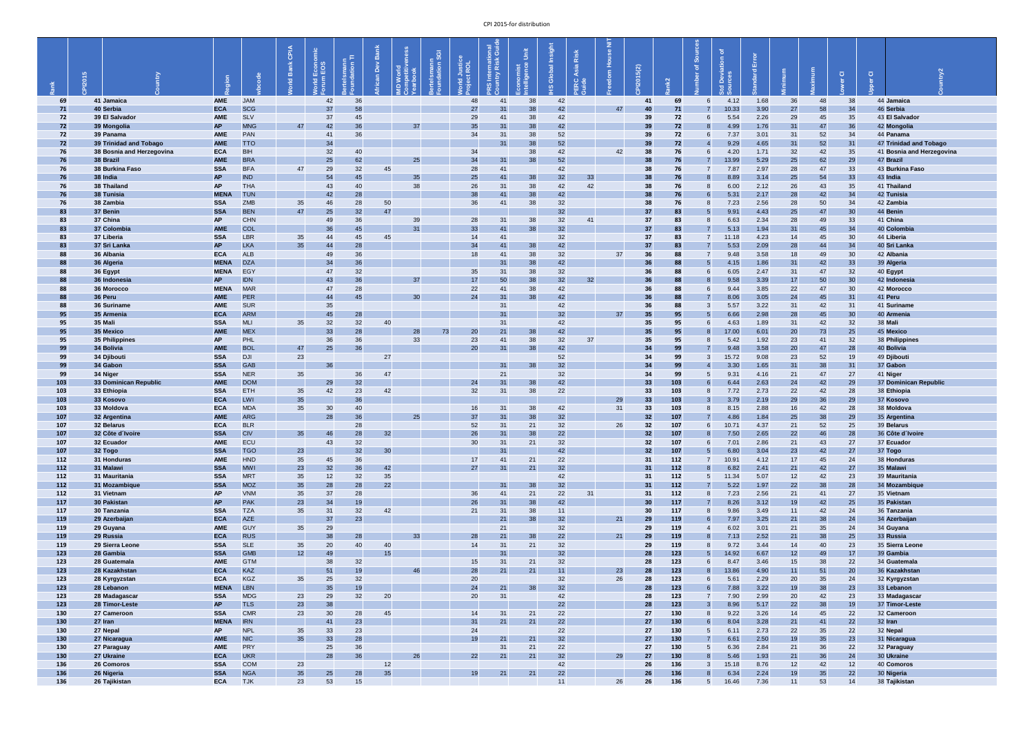| Rank | CPI2015 | Country | Region | wbcode | World Bank CPIA | World Economic Forum EOS | Bertelsmann Foundation TI | African Dev Bank | IMD World Competitiveness Yearbook | Bertelsmann Foundation SGI | World Justice Project ROL | PRS International Country Risk Guide | Economist Intelligence Unit | IHS Global Insight | PERC Asia Risk Guide | Freedom House NIT | CPI2015(2) | Rank2 | Number of Sources | Std Deviation of Sources | Standard Error | Minimum | Maximum | Lower CI | Upper CI | Country2 |
|---|---|---|---|---|---|---|---|---|---|---|---|---|---|---|---|---|---|---|---|---|---|---|---|---|---|---|
| 69 | 41 | Jamaica | AME | JAM | | 42 | 36 | | | | 48 | 41 | 38 | 42 | | | 41 | 69 | 6 | 4.12 | 1.68 | 36 | 48 | 38 | 44 | Jamaica |
| 71 | 40 | Serbia | ECA | SCG | | 37 | 58 | | | | 27 | 31 | 38 | 42 | | 47 | 40 | 71 | 7 | 10.33 | 3.90 | 27 | 58 | 34 | 46 | Serbia |
| 72 | 39 | El Salvador | AME | SLV | | 37 | 45 | | | | 29 | 41 | 38 | 42 | | | 39 | 72 | 6 | 5.54 | 2.26 | 29 | 45 | 35 | 43 | El Salvador |
| 72 | 39 | Mongolia | AP | MNG | 47 | 42 | 36 | | 37 | | 35 | 31 | 38 | 42 | | | 39 | 72 | 8 | 4.99 | 1.76 | 31 | 47 | 36 | 42 | Mongolia |
| 72 | 39 | Panama | AME | PAN | | 41 | 36 | | | | 34 | 31 | 38 | 52 | | | 39 | 72 | 6 | 7.37 | 3.01 | 31 | 52 | 34 | 44 | Panama |
| 72 | 39 | Trinidad and Tobago | AME | TTO | | 34 | | | | | | 31 | 38 | 52 | | | 39 | 72 | 4 | 9.29 | 4.65 | 31 | 52 | 31 | 47 | Trinidad and Tobago |
| 76 | 38 | Bosnia and Herzegovina | ECA | BIH | | 32 | 40 | | | | 34 | | 38 | 42 | | 42 | 38 | 76 | 6 | 4.20 | 1.71 | 32 | 42 | 35 | 41 | Bosnia and Herzegovina |
| 76 | 38 | Brazil | AME | BRA | | 25 | 62 | | 25 | | 34 | 31 | 38 | 52 | | | 38 | 76 | 7 | 13.99 | 5.29 | 25 | 62 | 29 | 47 | Brazil |
| 76 | 38 | Burkina Faso | SSA | BFA | 47 | 29 | 32 | 45 | | | 28 | 41 | | 42 | | | 38 | 76 | 7 | 7.87 | 2.97 | 28 | 47 | 33 | 43 | Burkina Faso |
| 76 | 38 | India | AP | IND | | 54 | 45 | | 35 | | 25 | 41 | 38 | 32 | 33 | | 38 | 76 | 8 | 8.89 | 3.14 | 25 | 54 | 33 | 43 | India |
| 76 | 38 | Thailand | AP | THA | | 43 | 40 | | 38 | | 26 | 31 | 38 | 42 | 42 | | 38 | 76 | 8 | 6.00 | 2.12 | 26 | 43 | 35 | 41 | Thailand |
| 76 | 38 | Tunisia | MENA | TUN | | 42 | 28 | | | | 38 | 41 | 38 | 42 | | | 38 | 76 | 6 | 5.31 | 2.17 | 28 | 42 | 34 | 42 | Tunisia |
| 76 | 38 | Zambia | SSA | ZMB | 35 | 46 | 28 | 50 | | | 36 | 41 | 38 | 32 | | | 38 | 76 | 8 | 7.23 | 2.56 | 28 | 50 | 34 | 42 | Zambia |
| 83 | 37 | Benin | SSA | BEN | 47 | 25 | 32 | 47 | | | | | | 32 | | | 37 | 83 | 5 | 9.91 | 4.43 | 25 | 47 | 30 | 44 | Benin |
| 83 | 37 | China | AP | CHN | | 49 | 36 | | 39 | | 28 | 31 | 38 | 32 | 41 | | 37 | 83 | 8 | 6.63 | 2.34 | 28 | 49 | 33 | 41 | China |
| 83 | 37 | Colombia | AME | COL | | 36 | 45 | | 31 | | 33 | 41 | 38 | 42 | | | 37 | 83 | 7 | 5.13 | 1.94 | 31 | 45 | 34 | 40 | Colombia |
| 83 | 37 | Liberia | SSA | LBR | 35 | 44 | 45 | 45 | | | 14 | 41 | | 32 | | | 37 | 83 | 7 | 11.18 | 4.23 | 14 | 45 | 30 | 44 | Liberia |
| 83 | 37 | Sri Lanka | AP | LKA | 35 | 44 | 28 | | | | 34 | 41 | 38 | 42 | | | 37 | 83 | 7 | 5.53 | 2.09 | 28 | 44 | 34 | 40 | Sri Lanka |
| 88 | 36 | Albania | ECA | ALB | | 49 | 36 | | | | 18 | 41 | 38 | 32 | | 37 | 36 | 88 | 7 | 9.48 | 3.58 | 18 | 49 | 30 | 42 | Albania |
| 88 | 36 | Algeria | MENA | DZA | | 34 | 36 | | | | | 31 | 38 | 42 | | | 36 | 88 | 5 | 4.15 | 1.86 | 31 | 42 | 33 | 39 | Algeria |
| 88 | 36 | Egypt | MENA | EGY | | 47 | 32 | | | | 35 | 31 | 38 | 32 | | | 36 | 88 | 6 | 6.05 | 2.47 | 31 | 47 | 32 | 40 | Egypt |
| 88 | 36 | Indonesia | AP | IDN | | 43 | 36 | | 37 | | 17 | 50 | 38 | 32 | 32 | | 36 | 88 | 8 | 9.58 | 3.39 | 17 | 50 | 30 | 42 | Indonesia |
| 88 | 36 | Morocco | MENA | MAR | | 47 | 28 | | | | 22 | 41 | 38 | 42 | | | 36 | 88 | 6 | 9.44 | 3.85 | 22 | 47 | 30 | 42 | Morocco |
| 88 | 36 | Peru | AME | PER | | 44 | 45 | | 30 | | 24 | 31 | 38 | 42 | | | 36 | 88 | 7 | 8.06 | 3.05 | 24 | 45 | 31 | 41 | Peru |
| 88 | 36 | Suriname | AME | SUR | | 35 | | | | | | 31 | | 42 | | | 36 | 88 | 3 | 5.57 | 3.22 | 31 | 42 | 31 | 41 | Suriname |
| 95 | 35 | Armenia | ECA | ARM | | 45 | 28 | | | | | 31 | | 32 | | 37 | 35 | 95 | 5 | 6.66 | 2.98 | 28 | 45 | 30 | 40 | Armenia |
| 95 | 35 | Mali | SSA | MLI | 35 | 32 | 32 | 40 | | | | 31 | | 42 | | | 35 | 95 | 6 | 4.63 | 1.89 | 31 | 42 | 32 | 38 | Mali |
| 95 | 35 | Mexico | AME | MEX | | 33 | 28 | | 28 | 73 | 20 | 21 | 38 | 42 | | | 35 | 95 | 8 | 17.00 | 6.01 | 20 | 73 | 25 | 45 | Mexico |
| 95 | 35 | Philippines | AP | PHL | | 36 | 36 | | 33 | | 23 | 41 | 38 | 32 | 37 | | 35 | 95 | 8 | 5.42 | 1.92 | 23 | 41 | 32 | 38 | Philippines |
| 99 | 34 | Bolivia | AME | BOL | 47 | 25 | 36 | | | | 20 | 31 | 38 | 42 | | | 34 | 99 | 7 | 9.48 | 3.58 | 20 | 47 | 28 | 40 | Bolivia |
| 99 | 34 | Djibouti | SSA | DJI | 23 | | | 27 | | | | | | 52 | | | 34 | 99 | 3 | 15.72 | 9.08 | 23 | 52 | 19 | 49 | Djibouti |
| 99 | 34 | Gabon | SSA | GAB | | 36 | | | | | | 31 | 38 | 32 | | | 34 | 99 | 4 | 3.30 | 1.65 | 31 | 38 | 31 | 37 | Gabon |
| 99 | 34 | Niger | SSA | NER | 35 | | 36 | 47 | | | | 21 | | 32 | | | 34 | 99 | 5 | 9.31 | 4.16 | 21 | 47 | 27 | 41 | Niger |
| 103 | 33 | Dominican Republic | AME | DOM | | 29 | 32 | | | | 24 | 31 | 38 | 42 | | | 33 | 103 | 6 | 6.44 | 2.63 | 24 | 42 | 29 | 37 | Dominican Republic |
| 103 | 33 | Ethiopia | SSA | ETH | 35 | 42 | 23 | 42 | | | 32 | 31 | 38 | 22 | | | 33 | 103 | 8 | 7.72 | 2.73 | 22 | 42 | 28 | 38 | Ethiopia |
| 103 | 33 | Kosovo | ECA | LWI | 35 | | 36 | | | | | | | | | 29 | 33 | 103 | 3 | 3.79 | 2.19 | 29 | 36 | 29 | 37 | Kosovo |
| 103 | 33 | Moldova | ECA | MDA | 35 | 30 | 40 | | | | 16 | 31 | 38 | 42 | | 31 | 33 | 103 | 8 | 8.15 | 2.88 | 16 | 42 | 28 | 38 | Moldova |
| 107 | 32 | Argentina | AME | ARG | | 28 | 36 | | 25 | | 37 | 31 | 38 | 32 | | | 32 | 107 | 7 | 4.86 | 1.84 | 25 | 38 | 29 | 35 | Argentina |
| 107 | 32 | Belarus | ECA | BLR | | | 28 | | | | 52 | 31 | 21 | 32 | | 26 | 32 | 107 | 6 | 10.71 | 4.37 | 21 | 52 | 25 | 39 | Belarus |
| 107 | 32 | Côte d´Ivoire | SSA | CIV | 35 | 46 | 28 | 32 | | | 26 | 31 | 38 | 22 | | | 32 | 107 | 8 | 7.50 | 2.65 | 22 | 46 | 28 | 36 | Côte d´Ivoire |
| 107 | 32 | Ecuador | AME | ECU | | 43 | 32 | | | | 30 | 31 | 21 | 32 | | | 32 | 107 | 6 | 7.01 | 2.86 | 21 | 43 | 27 | 37 | Ecuador |
| 107 | 32 | Togo | SSA | TGO | 23 | | 32 | 30 | | | | 31 | | 42 | | | 32 | 107 | 5 | 6.80 | 3.04 | 23 | 42 | 27 | 37 | Togo |
| 112 | 31 | Honduras | AME | HND | 35 | 45 | 36 | | | | 17 | 41 | 21 | 22 | | | 31 | 112 | 7 | 10.91 | 4.12 | 17 | 45 | 24 | 38 | Honduras |
| 112 | 31 | Malawi | SSA | MWI | 23 | 32 | 36 | 42 | | | 27 | 31 | 21 | 32 | | | 31 | 112 | 8 | 6.82 | 2.41 | 21 | 42 | 27 | 35 | Malawi |
| 112 | 31 | Mauritania | SSA | MRT | 35 | 12 | 32 | 35 | | | | | | 42 | | | 31 | 112 | 5 | 11.34 | 5.07 | 12 | 42 | 23 | 39 | Mauritania |
| 112 | 31 | Mozambique | SSA | MOZ | 35 | 28 | 28 | 22 | | | | 31 | 38 | 32 | | | 31 | 112 | 7 | 5.22 | 1.97 | 22 | 38 | 28 | 34 | Mozambique |
| 112 | 31 | Vietnam | AP | VNM | 35 | 37 | 28 | | | | 36 | 41 | 21 | 22 | 31 | | 31 | 112 | 8 | 7.23 | 2.56 | 21 | 41 | 27 | 35 | Vietnam |
| 117 | 30 | Pakistan | AP | PAK | 23 | 34 | 19 | | | | 26 | 31 | 38 | 42 | | | 30 | 117 | 7 | 8.26 | 3.12 | 19 | 42 | 25 | 35 | Pakistan |
| 117 | 30 | Tanzania | SSA | TZA | 35 | 31 | 32 | 42 | | | 21 | 31 | 38 | 11 | | | 30 | 117 | 8 | 9.86 | 3.49 | 11 | 42 | 24 | 36 | Tanzania |
| 119 | 29 | Azerbaijan | ECA | AZE | | 37 | 23 | | | | | 21 | 38 | 32 | | 21 | 29 | 119 | 6 | 7.97 | 3.25 | 21 | 38 | 24 | 34 | Azerbaijan |
| 119 | 29 | Guyana | AME | GUY | 35 | 29 | | | | | | 21 | | 32 | | | 29 | 119 | 4 | 6.02 | 3.01 | 21 | 35 | 24 | 34 | Guyana |
| 119 | 29 | Russia | ECA | RUS | | 38 | 28 | | 33 | | 28 | 21 | 38 | 22 | | 21 | 29 | 119 | 8 | 7.13 | 2.52 | 21 | 38 | 25 | 33 | Russia |
| 119 | 29 | Sierra Leone | SSA | SLE | 35 | 20 | 40 | 40 | | | 14 | 31 | 21 | 32 | | | 29 | 119 | 8 | 9.72 | 3.44 | 14 | 40 | 23 | 35 | Sierra Leone |
| 123 | 28 | Gambia | SSA | GMB | 12 | 49 | | 15 | | | | 31 | | 32 | | | 28 | 123 | 5 | 14.92 | 6.67 | 12 | 49 | 17 | 39 | Gambia |
| 123 | 28 | Guatemala | AME | GTM | | 38 | 32 | | | | 15 | 31 | 21 | 32 | | | 28 | 123 | 6 | 8.47 | 3.46 | 15 | 38 | 22 | 34 | Guatemala |
| 123 | 28 | Kazakhstan | ECA | KAZ | | 51 | 19 | | 46 | | 28 | 21 | 21 | 11 | | 23 | 28 | 123 | 8 | 13.86 | 4.90 | 11 | 51 | 20 | 36 | Kazakhstan |
| 123 | 28 | Kyrgyzstan | ECA | KGZ | 35 | 25 | 32 | | | | 20 | | | 32 | | 26 | 28 | 123 | 6 | 5.61 | 2.29 | 20 | 35 | 24 | 32 | Kyrgyzstan |
| 123 | 28 | Lebanon | MENA | LBN | | 35 | 19 | | | | 24 | 21 | 38 | 32 | | | 28 | 123 | 6 | 7.88 | 3.22 | 19 | 38 | 23 | 33 | Lebanon |
| 123 | 28 | Madagascar | SSA | MDG | 23 | 29 | 32 | 20 | | | 20 | 31 | | 42 | | | 28 | 123 | 7 | 7.90 | 2.99 | 20 | 42 | 23 | 33 | Madagascar |
| 123 | 28 | Timor-Leste | AP | TLS | 23 | 38 | | | | | | | | 22 | | | 28 | 123 | 3 | 8.96 | 5.17 | 22 | 38 | 19 | 37 | Timor-Leste |
| 130 | 27 | Cameroon | SSA | CMR | 23 | 30 | 28 | 45 | | | 14 | 31 | 21 | 22 | | | 27 | 130 | 8 | 9.22 | 3.26 | 14 | 45 | 22 | 32 | Cameroon |
| 130 | 27 | Iran | MENA | IRN | | 41 | 23 | | | | 31 | 21 | 21 | 22 | | | 27 | 130 | 6 | 8.04 | 3.28 | 21 | 41 | 22 | 32 | Iran |
| 130 | 27 | Nepal | AP | NPL | 35 | 33 | 23 | | | | 24 | | | 22 | | | 27 | 130 | 5 | 6.11 | 2.73 | 22 | 35 | 22 | 32 | Nepal |
| 130 | 27 | Nicaragua | AME | NIC | 35 | 33 | 28 | | | | 19 | 21 | 21 | 32 | | | 27 | 130 | 7 | 6.61 | 2.50 | 19 | 35 | 23 | 31 | Nicaragua |
| 130 | 27 | Paraguay | AME | PRY | | 25 | 36 | | | | | 31 | 21 | 22 | | | 27 | 130 | 5 | 6.36 | 2.84 | 21 | 36 | 22 | 32 | Paraguay |
| 130 | 27 | Ukraine | ECA | UKR | | 28 | 36 | | 26 | | 22 | 21 | 21 | 32 | | 29 | 27 | 130 | 8 | 5.46 | 1.93 | 21 | 36 | 24 | 30 | Ukraine |
| 136 | 26 | Comoros | SSA | COM | 23 | | | 12 | | | | | | 42 | | | 26 | 136 | 3 | 15.18 | 8.76 | 12 | 42 | 12 | 40 | Comoros |
| 136 | 26 | Nigeria | SSA | NGA | 35 | 25 | 28 | 35 | | | 19 | 21 | 21 | 22 | | | 26 | 136 | 8 | 6.34 | 2.24 | 19 | 35 | 22 | 30 | Nigeria |
| 136 | 26 | Tajikistan | ECA | TJK | 23 | 53 | 15 | | | | | | | 11 | | 26 | 26 | 136 | 5 | 16.46 | 7.36 | 11 | 53 | 14 | 38 | Tajikistan |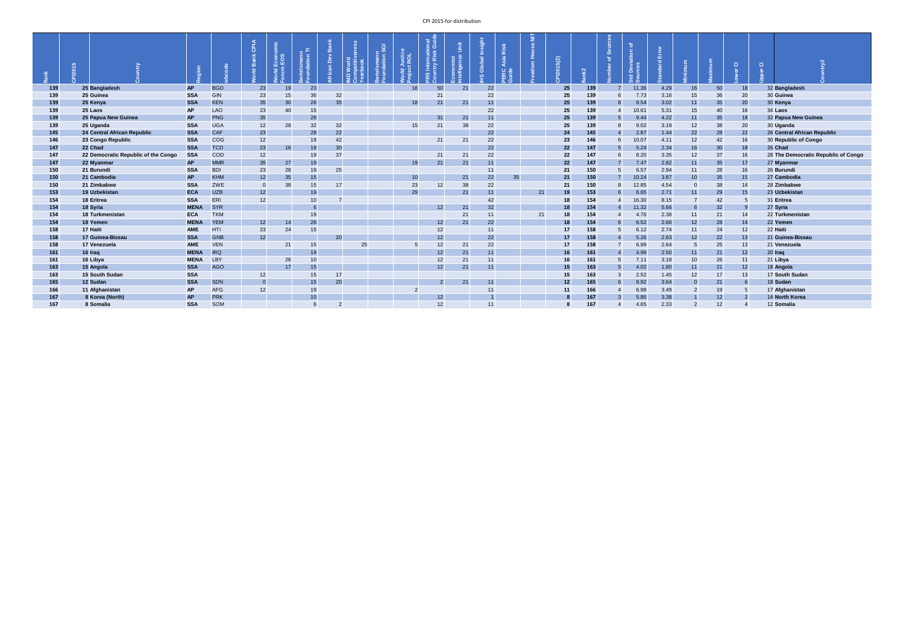| Rank | CPI2015 | Country | Region | wbcode | World Bank CPIA | World Economic Forum EOS | Bertelsmann Foundation TI | African Dev Bank | IMD World Competitiveness Yearbook | Bertelsmann Foundation SGI | World Justice Project ROL | PRS International Country Risk Guide | Economist Intelligence Unit | IHS Global Insight | PERC Asia Risk Guide | Freedom House NIT | CPI2015(2) | Rank2 | Number of Sources | Std Deviation of Sources | Standard Error | Minimum | Maximum | Lower CI | Upper CI | Country2 |
|---|---|---|---|---|---|---|---|---|---|---|---|---|---|---|---|---|---|---|---|---|---|---|---|---|---|---|
| 139 | 25 | Bangladesh | AP | BGD | 23 | 19 | 23 | | | | 16 | 50 | 21 | 22 | | | 25 | 139 | 7 | 11.36 | 4.29 | 16 | 50 | 18 | 32 | Bangladesh |
| 139 | 25 | Guinea | SSA | GIN | 23 | 15 | 36 | 32 | | | | 21 | | 22 | | | 25 | 139 | 6 | 7.73 | 3.16 | 15 | 36 | 20 | 30 | Guinea |
| 139 | 25 | Kenya | SSA | KEN | 35 | 30 | 28 | 35 | | | 18 | 21 | 21 | 11 | | | 25 | 139 | 8 | 8.54 | 3.02 | 11 | 35 | 20 | 30 | Kenya |
| 139 | 25 | Laos | AP | LAO | 23 | 40 | 15 | | | | | | | 22 | | | 25 | 139 | 4 | 10.61 | 5.31 | 15 | 40 | 16 | 34 | Laos |
| 139 | 25 | Papua New Guinea | AP | PNG | 35 | | 28 | | | | | 31 | 21 | 11 | | | 25 | 139 | 5 | 9.44 | 4.22 | 11 | 35 | 18 | 32 | Papua New Guinea |
| 139 | 25 | Uganda | SSA | UGA | 12 | 28 | 32 | 32 | | | 15 | 21 | 38 | 22 | | | 25 | 139 | 8 | 9.02 | 3.19 | 12 | 38 | 20 | 30 | Uganda |
| 145 | 24 | Central African Republic | SSA | CAF | 23 | | 28 | 22 | | | | | | 22 | | | 24 | 145 | 4 | 2.87 | 1.44 | 22 | 28 | 22 | 26 | Central African Republic |
| 146 | 23 | Congo Republic | SSA | COG | 12 | | 19 | 42 | | | | 21 | 21 | 22 | | | 23 | 146 | 6 | 10.07 | 4.11 | 12 | 42 | 16 | 30 | Republic of Congo |
| 147 | 22 | Chad | SSA | TCD | 23 | 16 | 19 | 30 | | | | | | 22 | | | 22 | 147 | 5 | 5.24 | 2.34 | 16 | 30 | 18 | 26 | Chad |
| 147 | 22 | Democratic Republic of the Congo | SSA | COD | 12 | | 19 | 37 | | | | 21 | 21 | 22 | | | 22 | 147 | 6 | 8.20 | 3.35 | 12 | 37 | 16 | 28 | The Democratic Republic of Congo |
| 147 | 22 | Myanmar | AP | MMR | 35 | 27 | 19 | | | | 19 | 21 | 21 | 11 | | | 22 | 147 | 7 | 7.47 | 2.82 | 11 | 35 | 17 | 27 | Myanmar |
| 150 | 21 | Burundi | SSA | BDI | 23 | 28 | 19 | 25 | | | | | | 11 | | | 21 | 150 | 5 | 6.57 | 2.94 | 11 | 28 | 16 | 26 | Burundi |
| 150 | 21 | Cambodia | AP | KHM | 12 | 35 | 15 | | | | 10 | | 21 | 22 | 35 | | 21 | 150 | 7 | 10.24 | 3.87 | 10 | 35 | 15 | 27 | Cambodia |
| 150 | 21 | Zimbabwe | SSA | ZWE | 0 | 38 | 15 | 17 | | | 23 | 12 | 38 | 22 | | | 21 | 150 | 8 | 12.85 | 4.54 | 0 | 38 | 14 | 28 | Zimbabwe |
| 153 | 19 | Uzbekistan | ECA | UZB | 12 | | 19 | | | | 29 | | 21 | 11 | | 21 | 19 | 153 | 6 | 6.65 | 2.71 | 11 | 29 | 15 | 23 | Uzbekistan |
| 154 | 18 | Eritrea | SSA | ERI | 12 | | 10 | 7 | | | | | | 42 | | | 18 | 154 | 4 | 16.30 | 8.15 | 7 | 42 | 5 | 31 | Eritrea |
| 154 | 18 | Syria | MENA | SYR | | | 6 | | | | | 12 | 21 | 32 | | | 18 | 154 | 4 | 11.32 | 5.66 | 6 | 32 | 9 | 27 | Syria |
| 154 | 18 | Turkmenistan | ECA | TKM | | | 19 | | | | | | 21 | 11 | | 21 | 18 | 154 | 4 | 4.76 | 2.38 | 11 | 21 | 14 | 22 | Turkmenistan |
| 154 | 18 | Yemen | MENA | YEM | 12 | 14 | 28 | | | | | 12 | 21 | 22 | | | 18 | 154 | 6 | 6.52 | 2.66 | 12 | 28 | 14 | 22 | Yemen |
| 158 | 17 | Haiti | AME | HTI | 23 | 24 | 15 | | | | | 12 | | 11 | | | 17 | 158 | 5 | 6.12 | 2.74 | 11 | 24 | 12 | 22 | Haiti |
| 158 | 17 | Guinea-Bissau | SSA | GNB | 12 | | | 20 | | | | 12 | | 22 | | | 17 | 158 | 4 | 5.26 | 2.63 | 12 | 22 | 13 | 21 | Guinea-Bissau |
| 158 | 17 | Venezuela | AME | VEN | | 21 | 15 | | 25 | | 5 | 12 | 21 | 22 | | | 17 | 158 | 7 | 6.99 | 2.64 | 5 | 25 | 13 | 21 | Venezuela |
| 161 | 16 | Iraq | MENA | IRQ | | | 19 | | | | | 12 | 21 | 11 | | | 16 | 161 | 4 | 4.99 | 2.50 | 11 | 21 | 12 | 20 | Iraq |
| 161 | 16 | Libya | MENA | LBY | | 26 | 10 | | | | | 12 | 21 | 11 | | | 16 | 161 | 5 | 7.11 | 3.18 | 10 | 26 | 11 | 21 | Libya |
| 163 | 15 | Angola | SSA | AGO | | 17 | 15 | | | | | 12 | 21 | 11 | | | 15 | 163 | 5 | 4.02 | 1.80 | 11 | 21 | 12 | 18 | Angola |
| 163 | 15 | South Sudan | SSA | | 12 | | 15 | 17 | | | | | | | | | 15 | 163 | 3 | 2.52 | 1.45 | 12 | 17 | 13 | 17 | South Sudan |
| 165 | 12 | Sudan | SSA | SDN | 0 | | 15 | 20 | | | | 2 | 21 | 11 | | | 12 | 165 | 6 | 8.92 | 3.64 | 0 | 21 | 6 | 18 | Sudan |
| 166 | 11 | Afghanistan | AP | AFG | 12 | | 19 | | | | 2 | | | 11 | | | 11 | 166 | 4 | 6.98 | 3.49 | 2 | 19 | 5 | 17 | Afghanistan |
| 167 | 8 | Korea (North) | AP | PRK | | | 10 | | | | | 12 | | 1 | | | 8 | 167 | 3 | 5.86 | 3.38 | 1 | 12 | 2 | 14 | North Korea |
| 167 | 8 | Somalia | SSA | SOM | | | 6 | 2 | | | | 12 | | 11 | | | 8 | 167 | 4 | 4.65 | 2.33 | 2 | 12 | 4 | 12 | Somalia |